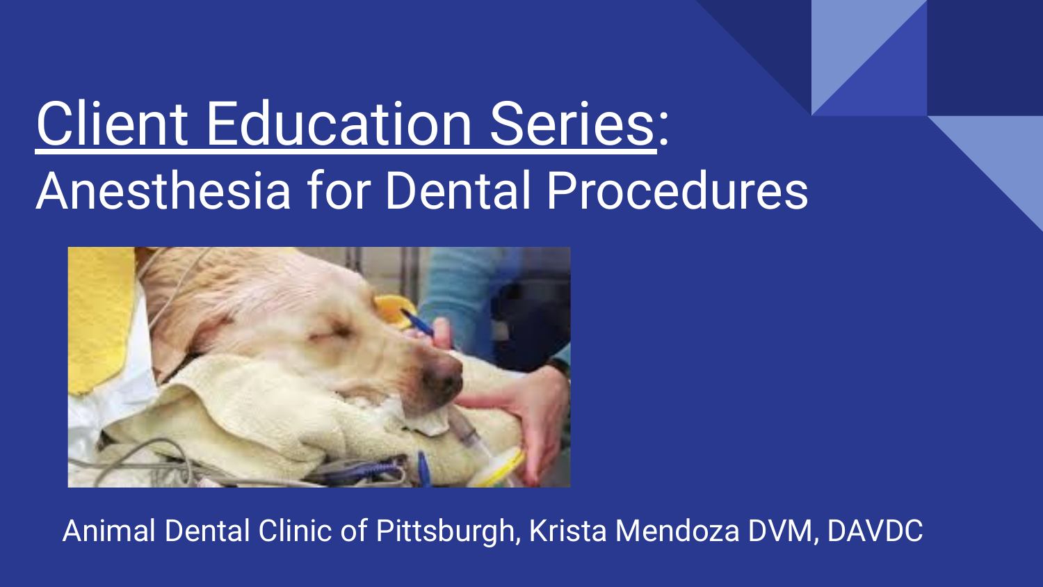# Client Education Series:

## Anesthesia for Dental Procedures

Animal Dental Clinic of Pittsburgh, Krista Mendoza DVM, DAVDC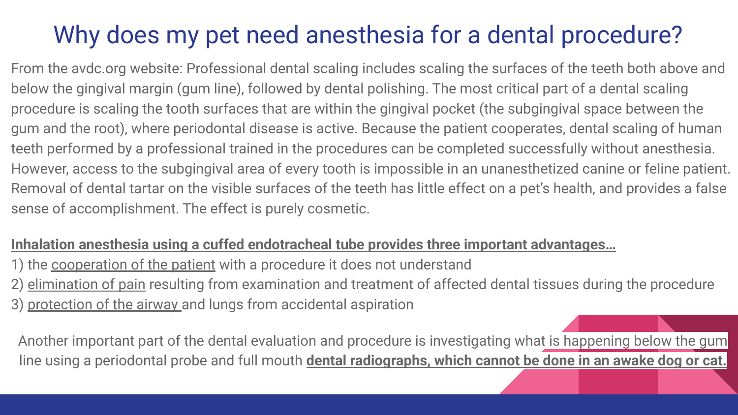# Why does my pet need anesthesia for a dental procedure?

From the avdc.org website: Professional dental scaling includes scaling the surfaces of the teeth both above and below the gingival margin (gum line), followed by dental polishing. The most critical part of a dental scaling procedure is scaling the tooth surfaces that are within the gingival pocket (the subgingival space between the gum and the root), where periodontal disease is active. Because the patient cooperates, dental scaling of human teeth performed by a professional trained in the procedures can be completed successfully without anesthesia. However, access to the subgingival area of every tooth is impossible in an unanesthetized canine or feline patient. Removal of dental tartar on the visible surfaces of the teeth has little effect on a pet's health, and provides a false sense of accomplishment. The effect is purely cosmetic.

**Inhalation anesthesia using a cuffed endotracheal tube provides three important advantages…**

1) the cooperation of the patient with a procedure it does not understand
2) elimination of pain resulting from examination and treatment of affected dental tissues during the procedure
3) protection of the airway and lungs from accidental aspiration

Another important part of the dental evaluation and procedure is investigating what is happening below the gum line using a periodontal probe and full mouth **dental radiographs, which cannot be done in an awake dog or cat.**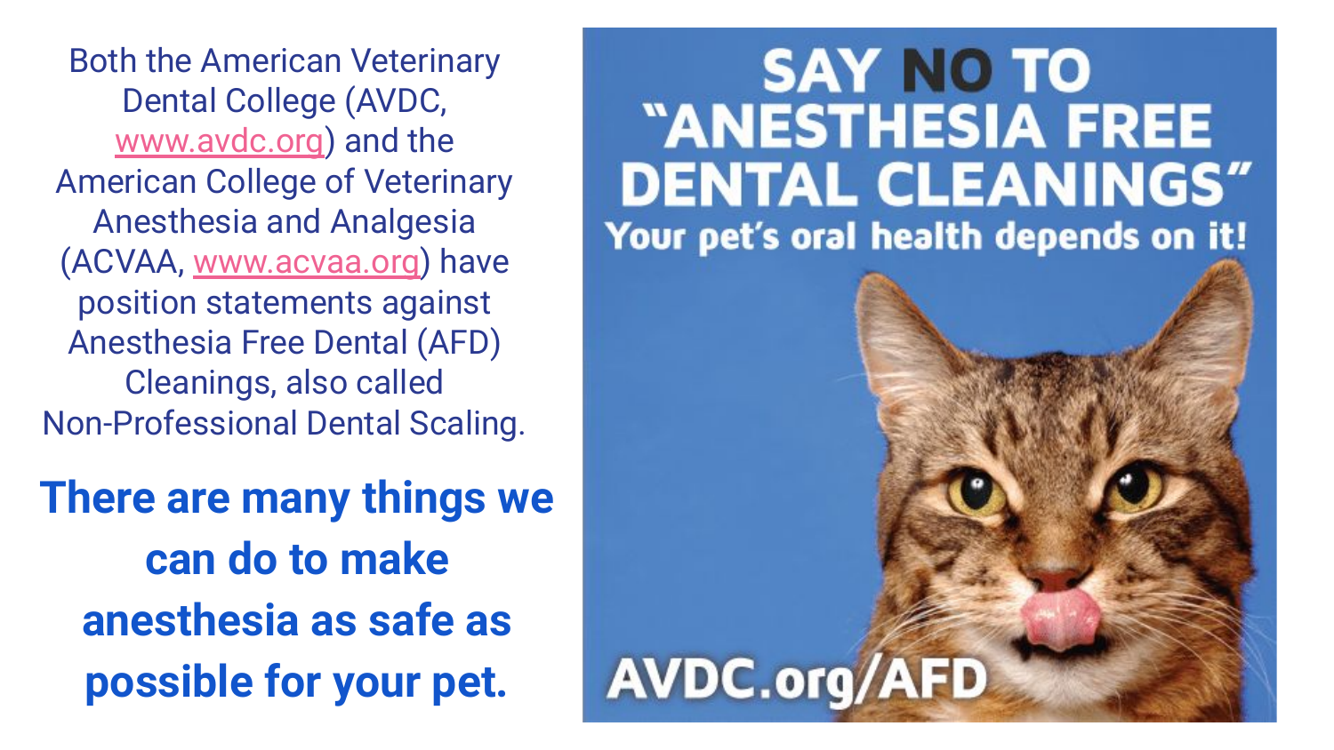Both the American Veterinary Dental College (AVDC, www.avdc.org) and the American College of Veterinary Anesthesia and Analgesia (ACVAA, www.acvaa.org) have position statements against Anesthesia Free Dental (AFD) Cleanings, also called Non-Professional Dental Scaling.

**There are many things we can do to make anesthesia as safe as possible for your pet.**

# SAY NO TO "ANESTHESIA FREE DENTAL CLEANINGS"

**Your pet's oral health depends on it!**

**AVDC.org/AFD**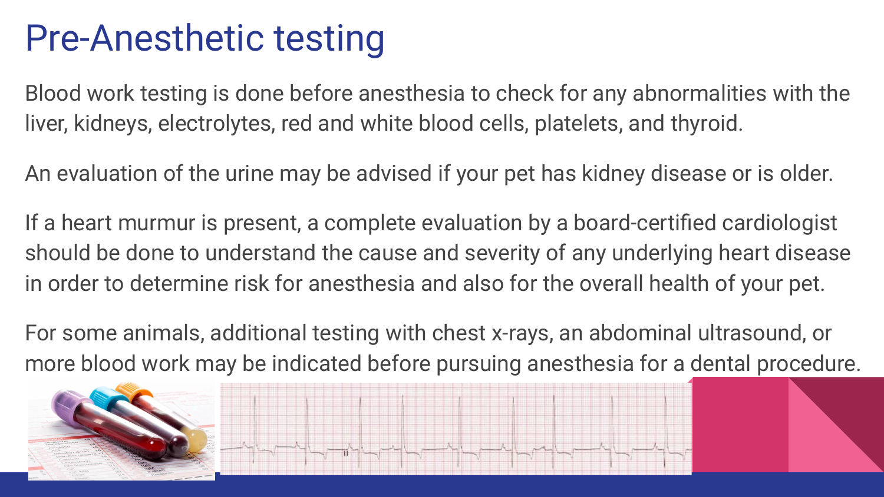# Pre-Anesthetic testing

Blood work testing is done before anesthesia to check for any abnormalities with the liver, kidneys, electrolytes, red and white blood cells, platelets, and thyroid.

An evaluation of the urine may be advised if your pet has kidney disease or is older.

If a heart murmur is present, a complete evaluation by a board-certified cardiologist should be done to understand the cause and severity of any underlying heart disease in order to determine risk for anesthesia and also for the overall health of your pet.

For some animals, additional testing with chest x-rays, an abdominal ultrasound, or more blood work may be indicated before pursuing anesthesia for a dental procedure.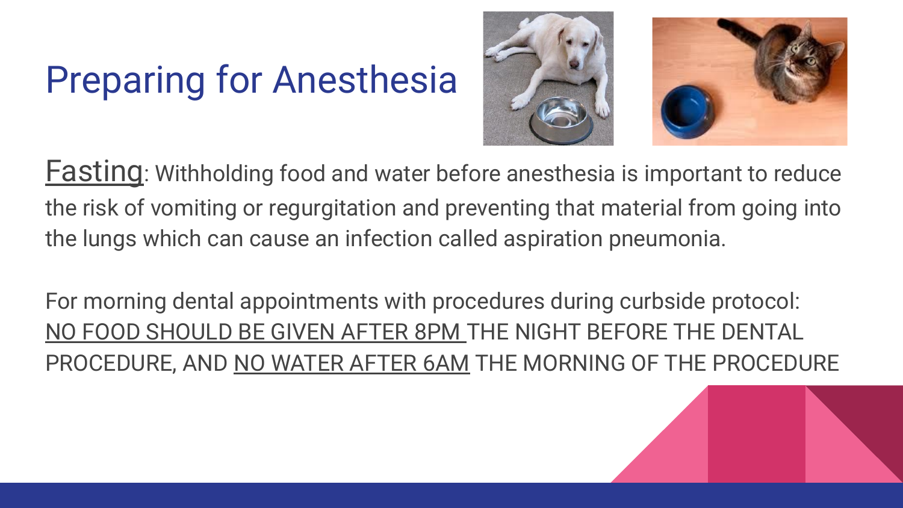# Preparing for Anesthesia

<u>Fasting</u>: Withholding food and water before anesthesia is important to reduce the risk of vomiting or regurgitation and preventing that material from going into the lungs which can cause an infection called aspiration pneumonia.

For morning dental appointments with procedures during curbside protocol: <u>NO FOOD SHOULD BE GIVEN AFTER 8PM</u> THE NIGHT BEFORE THE DENTAL PROCEDURE, AND <u>NO WATER AFTER 6AM</u> THE MORNING OF THE PROCEDURE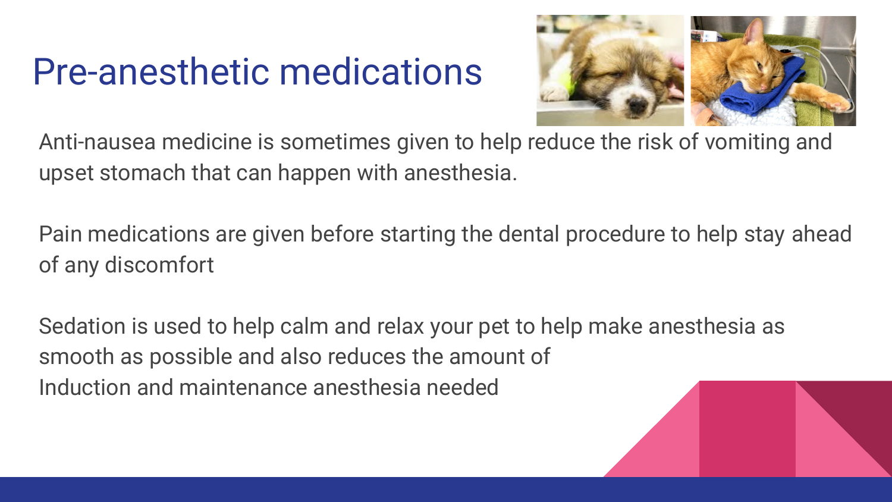# Pre-anesthetic medications

Anti-nausea medicine is sometimes given to help reduce the risk of vomiting and upset stomach that can happen with anesthesia.

Pain medications are given before starting the dental procedure to help stay ahead of any discomfort

Sedation is used to help calm and relax your pet to help make anesthesia as smooth as possible and also reduces the amount of
Induction and maintenance anesthesia needed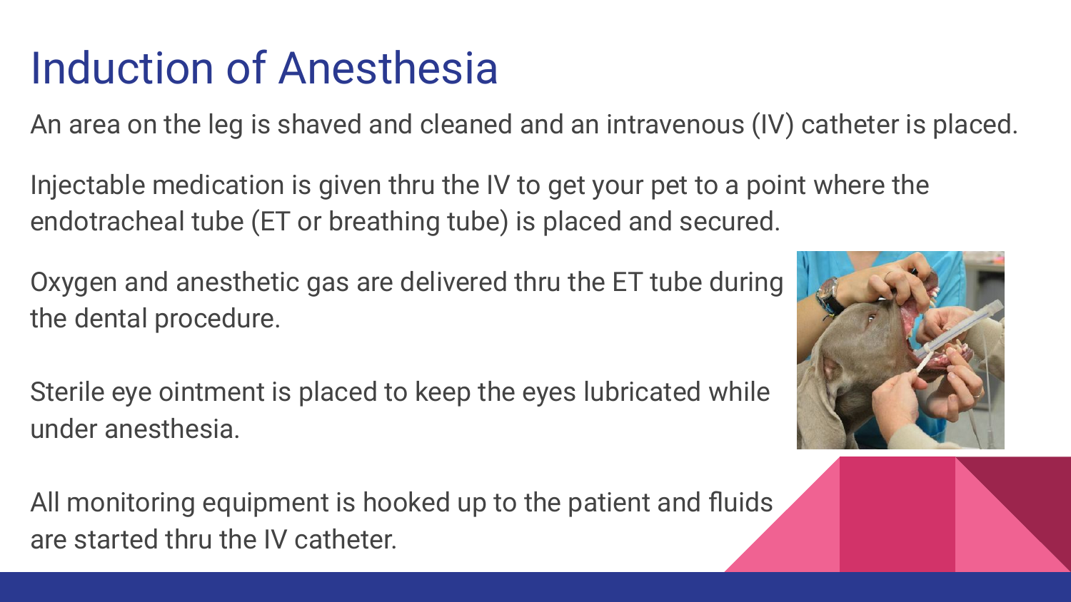# Induction of Anesthesia

An area on the leg is shaved and cleaned and an intravenous (IV) catheter is placed.

Injectable medication is given thru the IV to get your pet to a point where the endotracheal tube (ET or breathing tube) is placed and secured.

Oxygen and anesthetic gas are delivered thru the ET tube during the dental procedure.

Sterile eye ointment is placed to keep the eyes lubricated while under anesthesia.

All monitoring equipment is hooked up to the patient and fluids are started thru the IV catheter.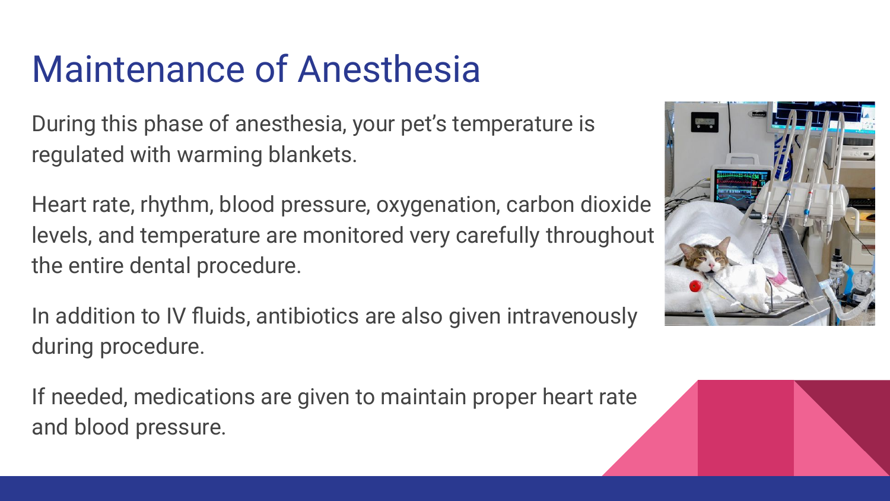# Maintenance of Anesthesia

During this phase of anesthesia, your pet's temperature is regulated with warming blankets.

Heart rate, rhythm, blood pressure, oxygenation, carbon dioxide levels, and temperature are monitored very carefully throughout the entire dental procedure.

In addition to IV fluids, antibiotics are also given intravenously during procedure.

If needed, medications are given to maintain proper heart rate and blood pressure.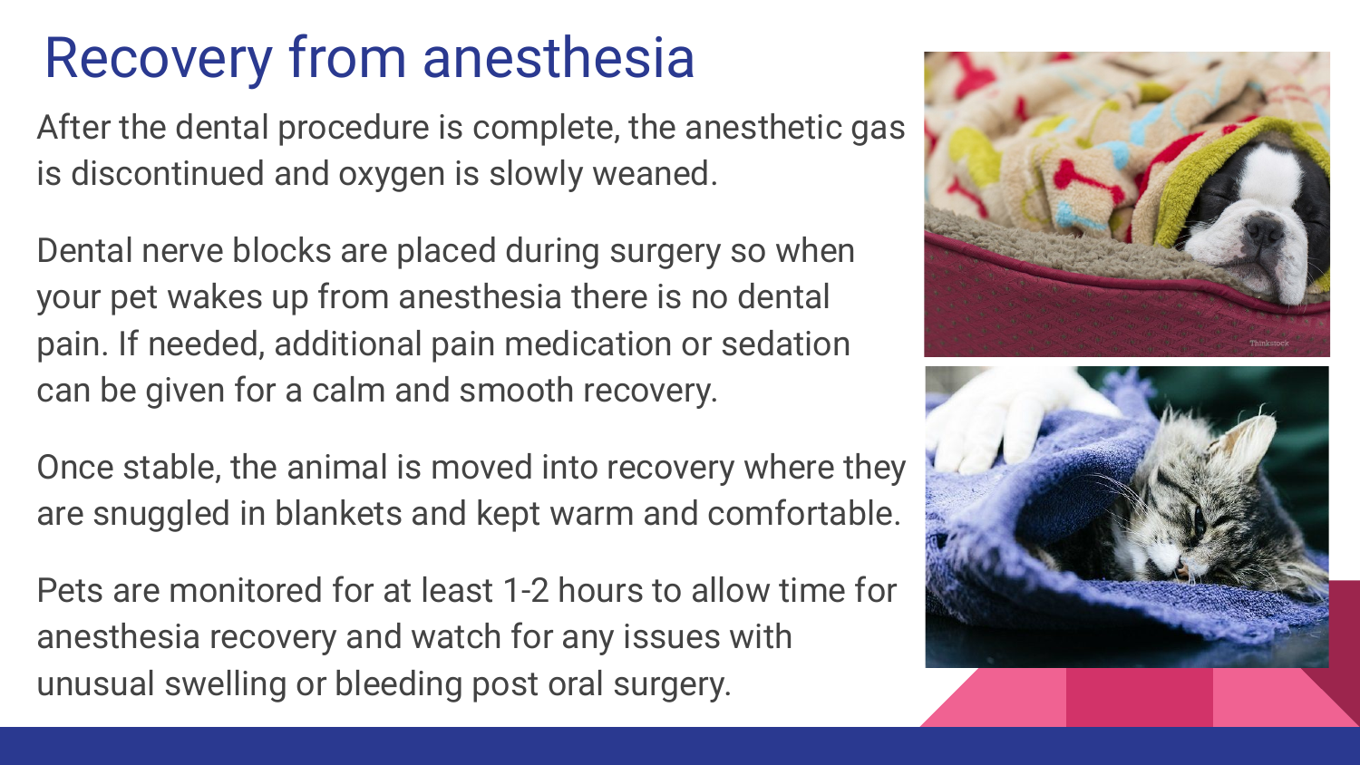# Recovery from anesthesia

After the dental procedure is complete, the anesthetic gas is discontinued and oxygen is slowly weaned.

Dental nerve blocks are placed during surgery so when your pet wakes up from anesthesia there is no dental pain. If needed, additional pain medication or sedation can be given for a calm and smooth recovery.

Once stable, the animal is moved into recovery where they are snuggled in blankets and kept warm and comfortable.

Pets are monitored for at least 1-2 hours to allow time for anesthesia recovery and watch for any issues with unusual swelling or bleeding post oral surgery.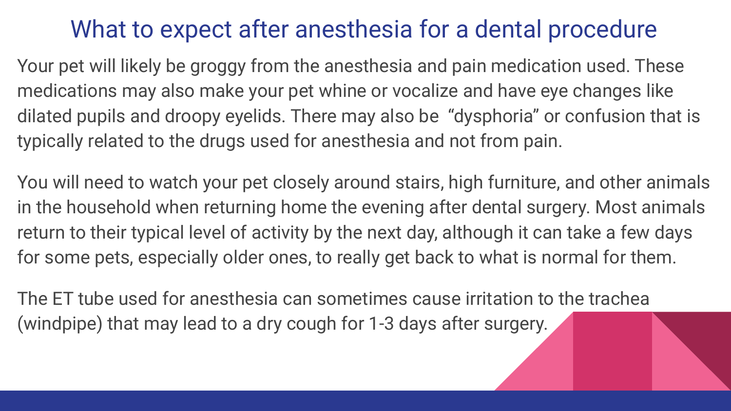# What to expect after anesthesia for a dental procedure

Your pet will likely be groggy from the anesthesia and pain medication used. These medications may also make your pet whine or vocalize and have eye changes like dilated pupils and droopy eyelids. There may also be "dysphoria" or confusion that is typically related to the drugs used for anesthesia and not from pain.

You will need to watch your pet closely around stairs, high furniture, and other animals in the household when returning home the evening after dental surgery. Most animals return to their typical level of activity by the next day, although it can take a few days for some pets, especially older ones, to really get back to what is normal for them.

The ET tube used for anesthesia can sometimes cause irritation to the trachea (windpipe) that may lead to a dry cough for 1-3 days after surgery.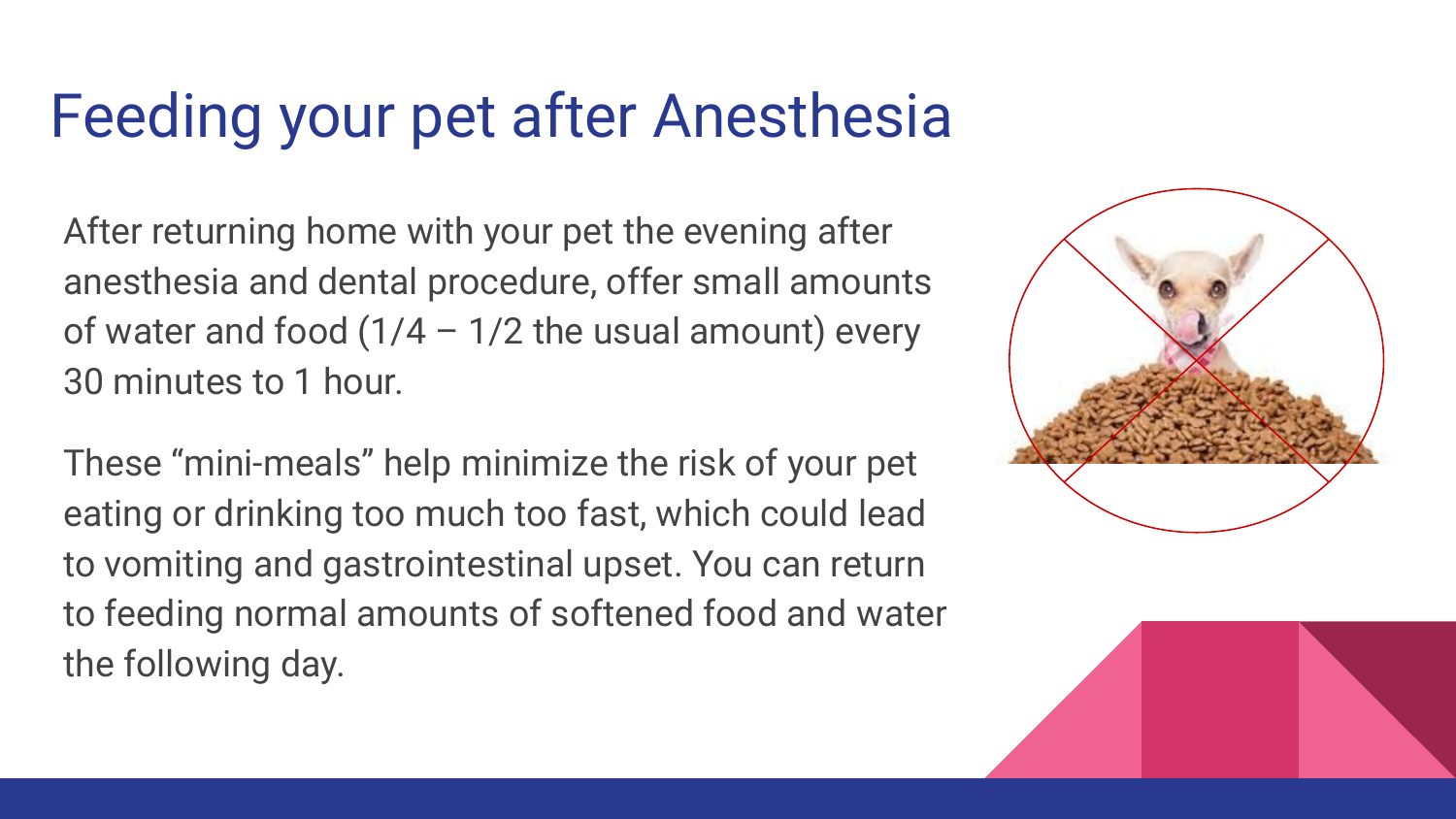# Feeding your pet after Anesthesia

After returning home with your pet the evening after anesthesia and dental procedure, offer small amounts of water and food (1/4 – 1/2 the usual amount) every 30 minutes to 1 hour.

These "mini-meals" help minimize the risk of your pet eating or drinking too much too fast, which could lead to vomiting and gastrointestinal upset. You can return to feeding normal amounts of softened food and water the following day.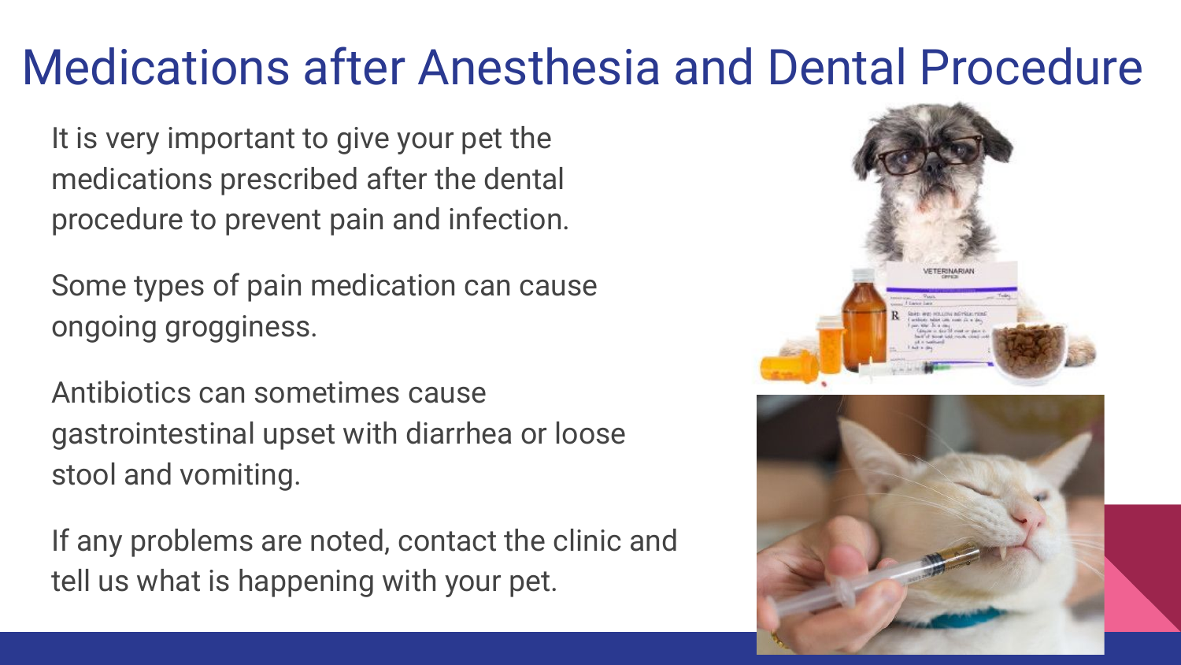# Medications after Anesthesia and Dental Procedure

It is very important to give your pet the medications prescribed after the dental procedure to prevent pain and infection.

Some types of pain medication can cause ongoing grogginess.

Antibiotics can sometimes cause gastrointestinal upset with diarrhea or loose stool and vomiting.

If any problems are noted, contact the clinic and tell us what is happening with your pet.